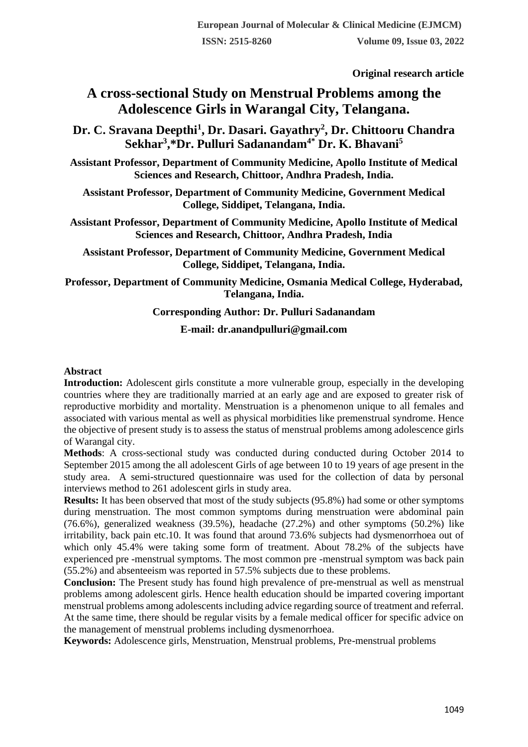Original research article

# A cross-sectional Study on Menstrual Problems among the Adolescence Girls in Warangal City, Telangana.

**Dr. C. Sravana Deepthi[1], Dr. Dasari. Gayathry[2], Dr. Chittooru Chandra Sekhar[3],*Dr. Pulluri Sadanandam[4*] Dr. K. Bhavani[5]**

**Assistant Professor, Department of Community Medicine, Apollo Institute of Medical Sciences and Research, Chittoor, Andhra Pradesh, India.**

**Assistant Professor, Department of Community Medicine, Government Medical College, Siddipet, Telangana, India.**

**Assistant Professor, Department of Community Medicine, Apollo Institute of Medical Sciences and Research, Chittoor, Andhra Pradesh, India**

**Assistant Professor, Department of Community Medicine, Government Medical College, Siddipet, Telangana, India.**

**Professor, Department of Community Medicine, Osmania Medical College, Hyderabad, Telangana, India.**

**Corresponding Author: Dr. Pulluri Sadanandam**

**E-mail: dr.anandpulluri@gmail.com**

## Abstract

**Introduction:** Adolescent girls constitute a more vulnerable group, especially in the developing countries where they are traditionally married at an early age and are exposed to greater risk of reproductive morbidity and mortality. Menstruation is a phenomenon unique to all females and associated with various mental as well as physical morbidities like premenstrual syndrome. Hence the objective of present study is to assess the status of menstrual problems among adolescence girls of Warangal city.

**Methods**: A cross-sectional study was conducted during conducted during October 2014 to September 2015 among the all adolescent Girls of age between 10 to 19 years of age present in the study area. A semi-structured questionnaire was used for the collection of data by personal interviews method to 261 adolescent girls in study area.

**Results:** It has been observed that most of the study subjects (95.8%) had some or other symptoms during menstruation. The most common symptoms during menstruation were abdominal pain (76.6%), generalized weakness (39.5%), headache (27.2%) and other symptoms (50.2%) like irritability, back pain etc.10. It was found that around 73.6% subjects had dysmenorrhoea out of which only 45.4% were taking some form of treatment. About 78.2% of the subjects have experienced pre -menstrual symptoms. The most common pre -menstrual symptom was back pain (55.2%) and absenteeism was reported in 57.5% subjects due to these problems.

**Conclusion:** The Present study has found high prevalence of pre-menstrual as well as menstrual problems among adolescent girls. Hence health education should be imparted covering important menstrual problems among adolescents including advice regarding source of treatment and referral. At the same time, there should be regular visits by a female medical officer for specific advice on the management of menstrual problems including dysmenorrhoea.

**Keywords:** Adolescence girls, Menstruation, Menstrual problems, Pre-menstrual problems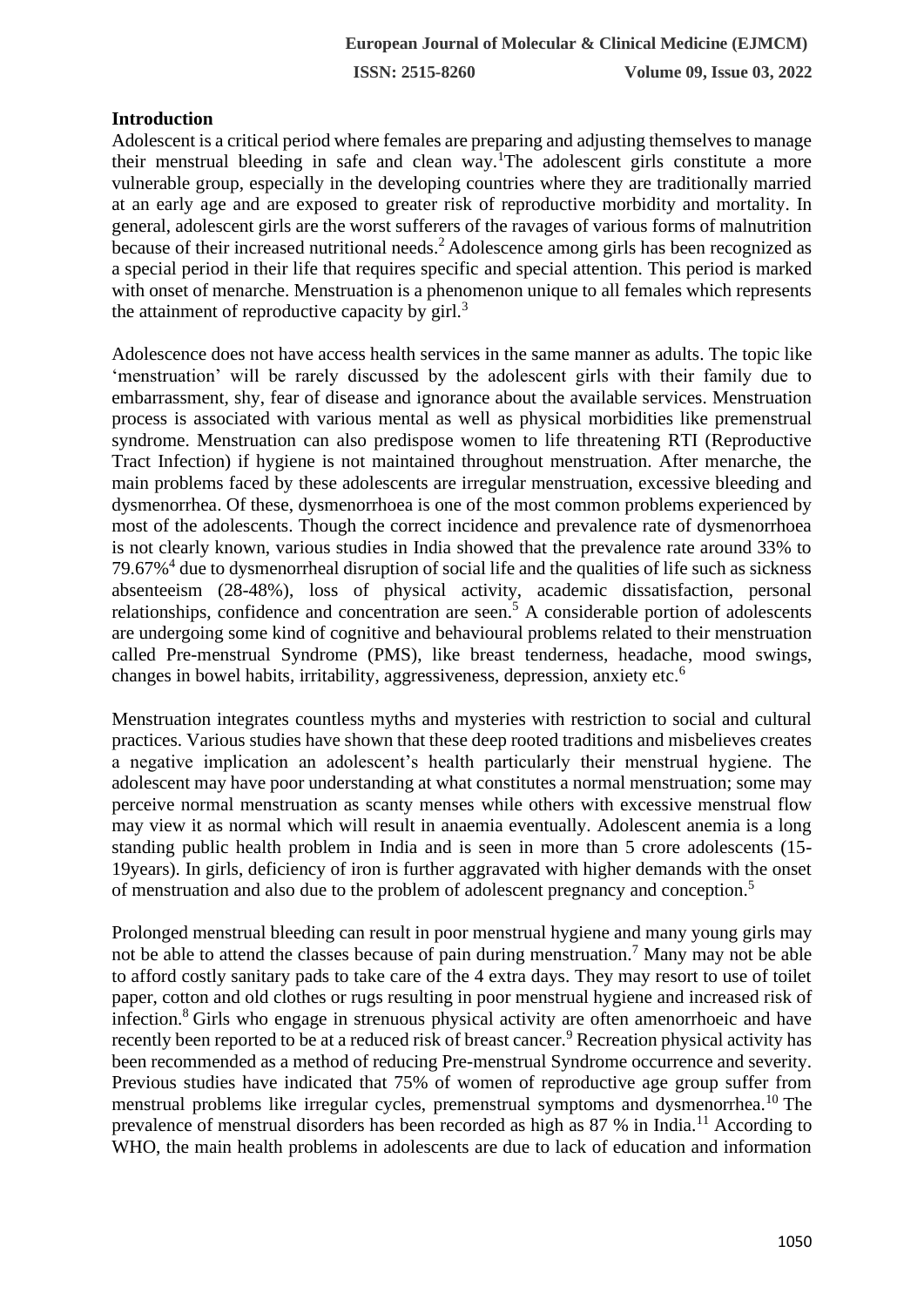## Introduction

Adolescent is a critical period where females are preparing and adjusting themselves to manage their menstrual bleeding in safe and clean way.[1] The adolescent girls constitute a more vulnerable group, especially in the developing countries where they are traditionally married at an early age and are exposed to greater risk of reproductive morbidity and mortality. In general, adolescent girls are the worst sufferers of the ravages of various forms of malnutrition because of their increased nutritional needs.[2] Adolescence among girls has been recognized as a special period in their life that requires specific and special attention. This period is marked with onset of menarche. Menstruation is a phenomenon unique to all females which represents the attainment of reproductive capacity by girl.[3]

Adolescence does not have access health services in the same manner as adults. The topic like 'menstruation' will be rarely discussed by the adolescent girls with their family due to embarrassment, shy, fear of disease and ignorance about the available services. Menstruation process is associated with various mental as well as physical morbidities like premenstrual syndrome. Menstruation can also predispose women to life threatening RTI (Reproductive Tract Infection) if hygiene is not maintained throughout menstruation. After menarche, the main problems faced by these adolescents are irregular menstruation, excessive bleeding and dysmenorrhea. Of these, dysmenorrhoea is one of the most common problems experienced by most of the adolescents. Though the correct incidence and prevalence rate of dysmenorrhoea is not clearly known, various studies in India showed that the prevalence rate around 33% to 79.67%[4] due to dysmenorrheal disruption of social life and the qualities of life such as sickness absenteeism (28-48%), loss of physical activity, academic dissatisfaction, personal relationships, confidence and concentration are seen.[5] A considerable portion of adolescents are undergoing some kind of cognitive and behavioural problems related to their menstruation called Pre-menstrual Syndrome (PMS), like breast tenderness, headache, mood swings, changes in bowel habits, irritability, aggressiveness, depression, anxiety etc.[6]

Menstruation integrates countless myths and mysteries with restriction to social and cultural practices. Various studies have shown that these deep rooted traditions and misbelieves creates a negative implication an adolescent's health particularly their menstrual hygiene. The adolescent may have poor understanding at what constitutes a normal menstruation; some may perceive normal menstruation as scanty menses while others with excessive menstrual flow may view it as normal which will result in anaemia eventually. Adolescent anemia is a long standing public health problem in India and is seen in more than 5 crore adolescents (15-19years). In girls, deficiency of iron is further aggravated with higher demands with the onset of menstruation and also due to the problem of adolescent pregnancy and conception.[5]

Prolonged menstrual bleeding can result in poor menstrual hygiene and many young girls may not be able to attend the classes because of pain during menstruation.[7] Many may not be able to afford costly sanitary pads to take care of the 4 extra days. They may resort to use of toilet paper, cotton and old clothes or rugs resulting in poor menstrual hygiene and increased risk of infection.[8] Girls who engage in strenuous physical activity are often amenorrhoeic and have recently been reported to be at a reduced risk of breast cancer.[9] Recreation physical activity has been recommended as a method of reducing Pre-menstrual Syndrome occurrence and severity. Previous studies have indicated that 75% of women of reproductive age group suffer from menstrual problems like irregular cycles, premenstrual symptoms and dysmenorrhea.[10] The prevalence of menstrual disorders has been recorded as high as 87 % in India.[11] According to WHO, the main health problems in adolescents are due to lack of education and information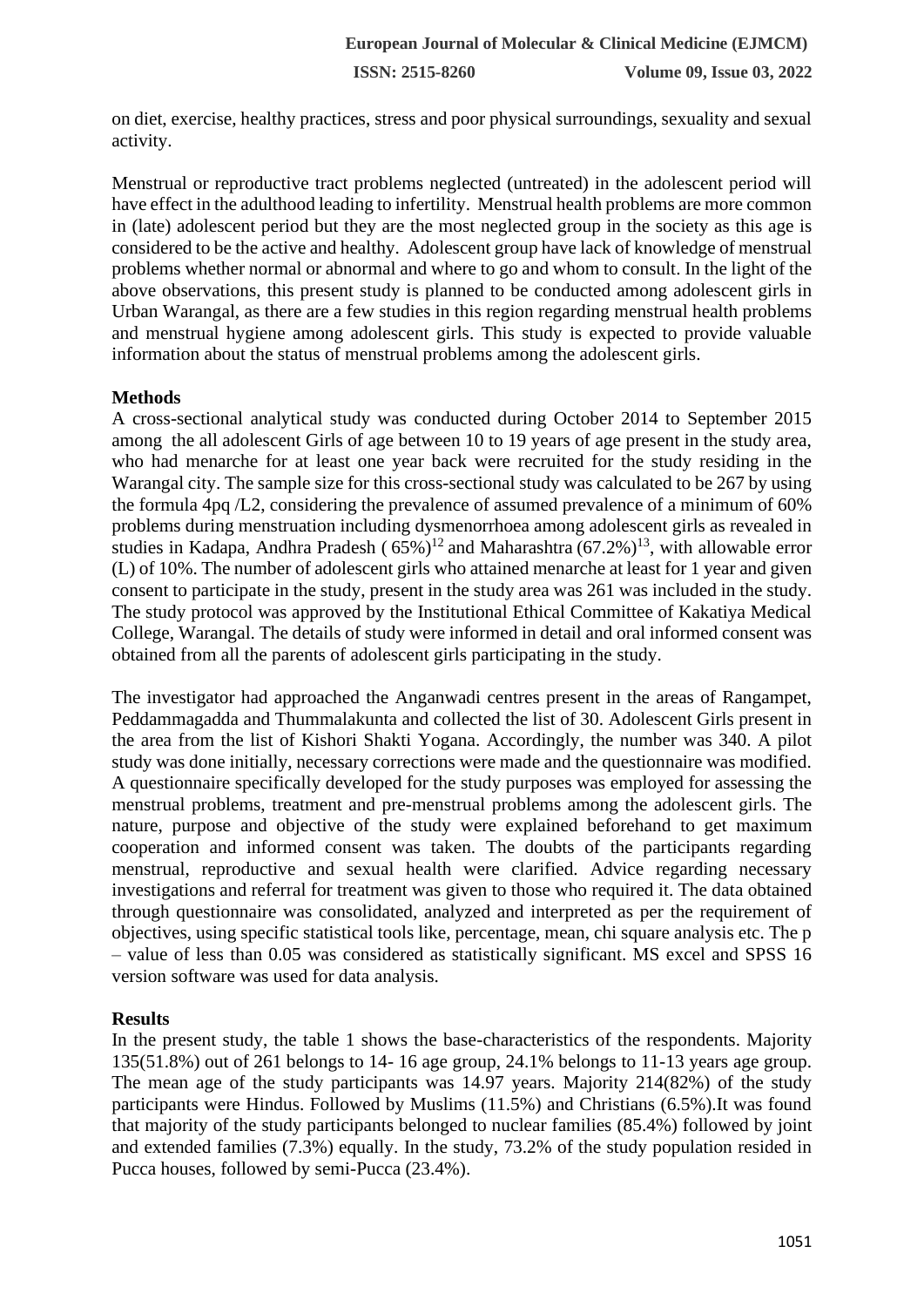on diet, exercise, healthy practices, stress and poor physical surroundings, sexuality and sexual activity.

Menstrual or reproductive tract problems neglected (untreated) in the adolescent period will have effect in the adulthood leading to infertility. Menstrual health problems are more common in (late) adolescent period but they are the most neglected group in the society as this age is considered to be the active and healthy. Adolescent group have lack of knowledge of menstrual problems whether normal or abnormal and where to go and whom to consult. In the light of the above observations, this present study is planned to be conducted among adolescent girls in Urban Warangal, as there are a few studies in this region regarding menstrual health problems and menstrual hygiene among adolescent girls. This study is expected to provide valuable information about the status of menstrual problems among the adolescent girls.

**Methods**

A cross-sectional analytical study was conducted during October 2014 to September 2015 among the all adolescent Girls of age between 10 to 19 years of age present in the study area, who had menarche for at least one year back were recruited for the study residing in the Warangal city. The sample size for this cross-sectional study was calculated to be 267 by using the formula 4pq /L2, considering the prevalence of assumed prevalence of a minimum of 60% problems during menstruation including dysmenorrhoea among adolescent girls as revealed in studies in Kadapa, Andhra Pradesh ( 65%)[12] and Maharashtra (67.2%)[13], with allowable error (L) of 10%. The number of adolescent girls who attained menarche at least for 1 year and given consent to participate in the study, present in the study area was 261 was included in the study. The study protocol was approved by the Institutional Ethical Committee of Kakatiya Medical College, Warangal. The details of study were informed in detail and oral informed consent was obtained from all the parents of adolescent girls participating in the study.

The investigator had approached the Anganwadi centres present in the areas of Rangampet, Peddammagadda and Thummalakunta and collected the list of 30. Adolescent Girls present in the area from the list of Kishori Shakti Yogana. Accordingly, the number was 340. A pilot study was done initially, necessary corrections were made and the questionnaire was modified. A questionnaire specifically developed for the study purposes was employed for assessing the menstrual problems, treatment and pre-menstrual problems among the adolescent girls. The nature, purpose and objective of the study were explained beforehand to get maximum cooperation and informed consent was taken. The doubts of the participants regarding menstrual, reproductive and sexual health were clarified. Advice regarding necessary investigations and referral for treatment was given to those who required it. The data obtained through questionnaire was consolidated, analyzed and interpreted as per the requirement of objectives, using specific statistical tools like, percentage, mean, chi square analysis etc. The p – value of less than 0.05 was considered as statistically significant. MS excel and SPSS 16 version software was used for data analysis.

**Results**

In the present study, the table 1 shows the base-characteristics of the respondents. Majority 135(51.8%) out of 261 belongs to 14- 16 age group, 24.1% belongs to 11-13 years age group. The mean age of the study participants was 14.97 years. Majority 214(82%) of the study participants were Hindus. Followed by Muslims (11.5%) and Christians (6.5%).It was found that majority of the study participants belonged to nuclear families (85.4%) followed by joint and extended families (7.3%) equally. In the study, 73.2% of the study population resided in Pucca houses, followed by semi-Pucca (23.4%).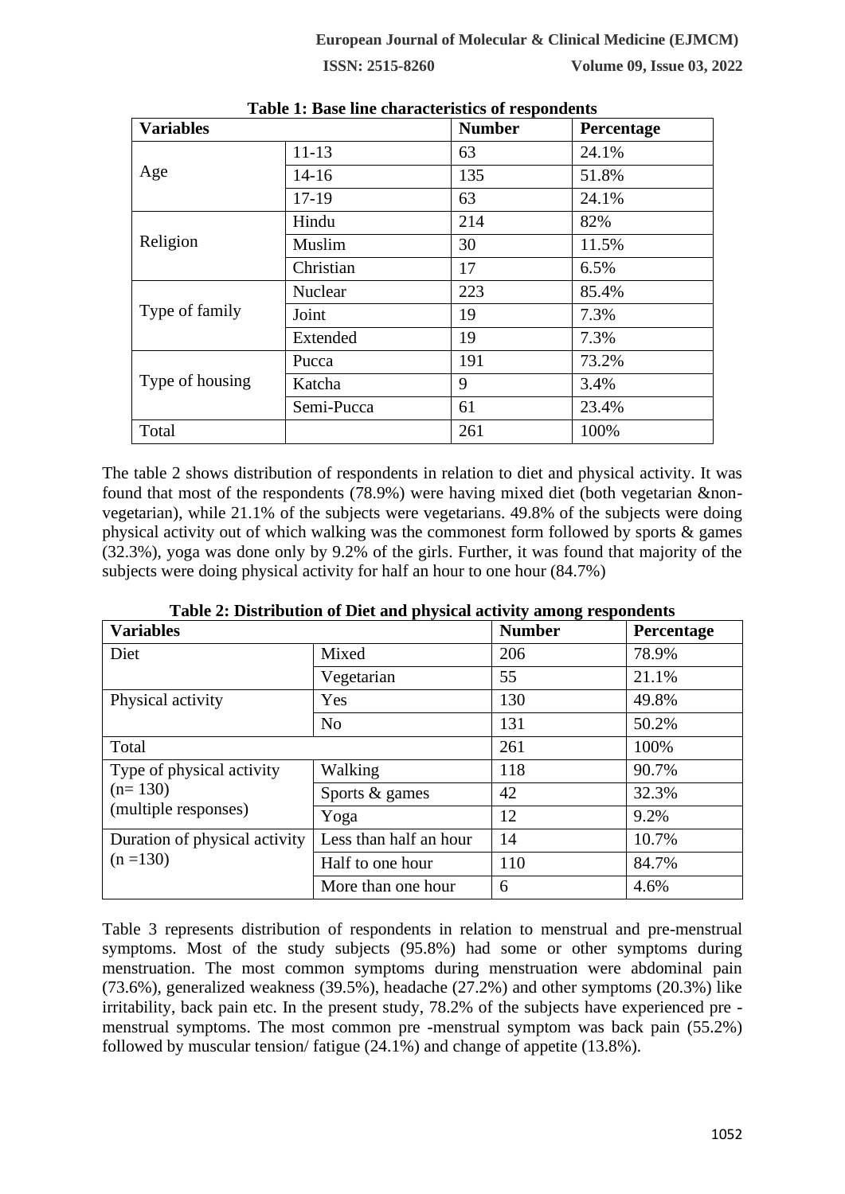**Table 1: Base line characteristics of respondents**

| Variables | | Number | Percentage |
|---|---|---|---|
| Age | 11-13 | 63 | 24.1% |
| | 14-16 | 135 | 51.8% |
| | 17-19 | 63 | 24.1% |
| Religion | Hindu | 214 | 82% |
| | Muslim | 30 | 11.5% |
| | Christian | 17 | 6.5% |
| Type of family | Nuclear | 223 | 85.4% |
| | Joint | 19 | 7.3% |
| | Extended | 19 | 7.3% |
| Type of housing | Pucca | 191 | 73.2% |
| | Katcha | 9 | 3.4% |
| | Semi-Pucca | 61 | 23.4% |
| Total | | 261 | 100% |

The table 2 shows distribution of respondents in relation to diet and physical activity. It was found that most of the respondents (78.9%) were having mixed diet (both vegetarian &non-vegetarian), while 21.1% of the subjects were vegetarians. 49.8% of the subjects were doing physical activity out of which walking was the commonest form followed by sports & games (32.3%), yoga was done only by 9.2% of the girls. Further, it was found that majority of the subjects were doing physical activity for half an hour to one hour (84.7%)

**Table 2: Distribution of Diet and physical activity among respondents**

| Variables | | Number | Percentage |
|---|---|---|---|
| Diet | Mixed | 206 | 78.9% |
| | Vegetarian | 55 | 21.1% |
| Physical activity | Yes | 130 | 49.8% |
| | No | 131 | 50.2% |
| Total | | 261 | 100% |
| Type of physical activity (n= 130) (multiple responses) | Walking | 118 | 90.7% |
| | Sports & games | 42 | 32.3% |
| | Yoga | 12 | 9.2% |
| Duration of physical activity (n =130) | Less than half an hour | 14 | 10.7% |
| | Half to one hour | 110 | 84.7% |
| | More than one hour | 6 | 4.6% |

Table 3 represents distribution of respondents in relation to menstrual and pre-menstrual symptoms. Most of the study subjects (95.8%) had some or other symptoms during menstruation. The most common symptoms during menstruation were abdominal pain (73.6%), generalized weakness (39.5%), headache (27.2%) and other symptoms (20.3%) like irritability, back pain etc. In the present study, 78.2% of the subjects have experienced pre - menstrual symptoms. The most common pre -menstrual symptom was back pain (55.2%) followed by muscular tension/ fatigue (24.1%) and change of appetite (13.8%).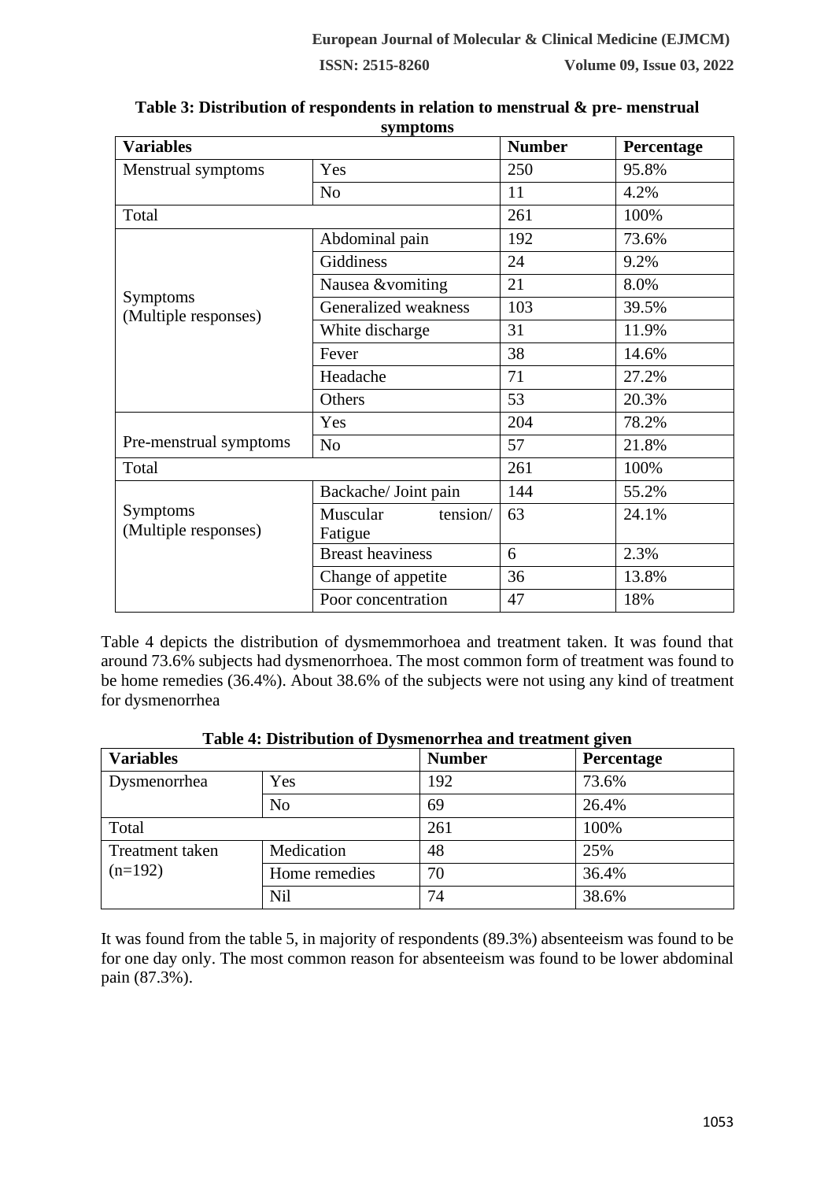**Table 3: Distribution of respondents in relation to menstrual & pre- menstrual symptoms**

| Variables | | Number | Percentage |
|---|---|---|---|
| Menstrual symptoms | Yes | 250 | 95.8% |
| | No | 11 | 4.2% |
| Total | | 261 | 100% |
| Symptoms (Multiple responses) | Abdominal pain | 192 | 73.6% |
| | Giddiness | 24 | 9.2% |
| | Nausea &vomiting | 21 | 8.0% |
| | Generalized weakness | 103 | 39.5% |
| | White discharge | 31 | 11.9% |
| | Fever | 38 | 14.6% |
| | Headache | 71 | 27.2% |
| | Others | 53 | 20.3% |
| Pre-menstrual symptoms | Yes | 204 | 78.2% |
| | No | 57 | 21.8% |
| Total | | 261 | 100% |
| Symptoms (Multiple responses) | Backache/ Joint pain | 144 | 55.2% |
| | Muscular tension/ Fatigue | 63 | 24.1% |
| | Breast heaviness | 6 | 2.3% |
| | Change of appetite | 36 | 13.8% |
| | Poor concentration | 47 | 18% |

Table 4 depicts the distribution of dysmemmorhoea and treatment taken. It was found that around 73.6% subjects had dysmenorrhoea. The most common form of treatment was found to be home remedies (36.4%). About 38.6% of the subjects were not using any kind of treatment for dysmenorrhea

**Table 4: Distribution of Dysmenorrhea and treatment given**

| Variables | | Number | Percentage |
|---|---|---|---|
| Dysmenorrhea | Yes | 192 | 73.6% |
| | No | 69 | 26.4% |
| Total | | 261 | 100% |
| Treatment taken (n=192) | Medication | 48 | 25% |
| | Home remedies | 70 | 36.4% |
| | Nil | 74 | 38.6% |

It was found from the table 5, in majority of respondents (89.3%) absenteeism was found to be for one day only. The most common reason for absenteeism was found to be lower abdominal pain (87.3%).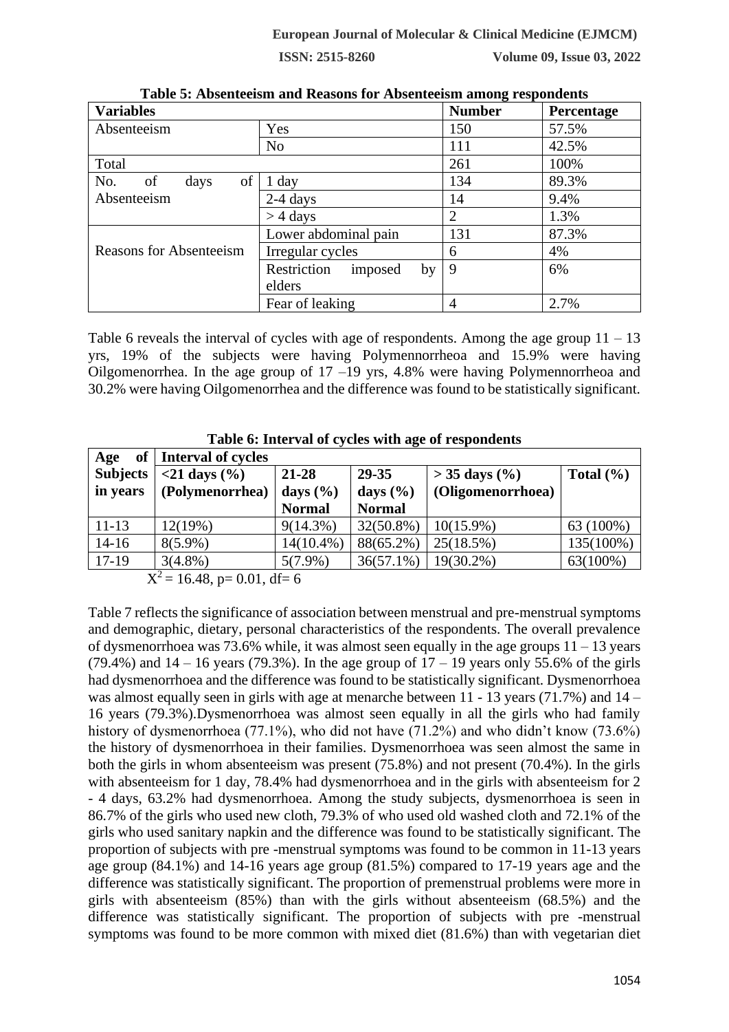**Table 5: Absenteeism and Reasons for Absenteeism among respondents**

| Variables | | Number | Percentage |
|---|---|---|---|
| Absenteeism | Yes | 150 | 57.5% |
| | No | 111 | 42.5% |
| Total | | 261 | 100% |
| No. of days of Absenteeism | 1 day | 134 | 89.3% |
| | 2-4 days | 14 | 9.4% |
| | > 4 days | 2 | 1.3% |
| Reasons for Absenteeism | Lower abdominal pain | 131 | 87.3% |
| | Irregular cycles | 6 | 4% |
| | Restriction imposed by elders | 9 | 6% |
| | Fear of leaking | 4 | 2.7% |

Table 6 reveals the interval of cycles with age of respondents. Among the age group 11 – 13 yrs, 19% of the subjects were having Polymennorrheoa and 15.9% were having Oilgomenorrhea. In the age group of 17 –19 yrs, 4.8% were having Polymennorrheoa and 30.2% were having Oilgomenorrhea and the difference was found to be statistically significant.

**Table 6: Interval of cycles with age of respondents**

| Age of Subjects in years | Interval of cycles | | | | |
|---|---|---|---|---|---|
| | <21 days (%) (Polymenorrhea) | 21-28 days (%) Normal | 29-35 days (%) Normal | > 35 days (%) (Oligomenorrhoea) | Total (%) |
| 11-13 | 12(19%) | 9(14.3%) | 32(50.8%) | 10(15.9%) | 63 (100%) |
| 14-16 | 8(5.9%) | 14(10.4%) | 88(65.2%) | 25(18.5%) | 135(100%) |
| 17-19 | 3(4.8%) | 5(7.9%) | 36(57.1%) | 19(30.2%) | 63(100%) |

$X^2 = 16.48$, p= 0.01, df= 6

Table 7 reflects the significance of association between menstrual and pre-menstrual symptoms and demographic, dietary, personal characteristics of the respondents. The overall prevalence of dysmenorrhoea was 73.6% while, it was almost seen equally in the age groups 11 – 13 years (79.4%) and 14 – 16 years (79.3%). In the age group of 17 – 19 years only 55.6% of the girls had dysmenorrhoea and the difference was found to be statistically significant. Dysmenorrhoea was almost equally seen in girls with age at menarche between 11 - 13 years (71.7%) and 14 – 16 years (79.3%).Dysmenorrhoea was almost seen equally in all the girls who had family history of dysmenorrhoea (77.1%), who did not have (71.2%) and who didn't know (73.6%) the history of dysmenorrhoea in their families. Dysmenorrhoea was seen almost the same in both the girls in whom absenteeism was present (75.8%) and not present (70.4%). In the girls with absenteeism for 1 day, 78.4% had dysmenorrhoea and in the girls with absenteeism for 2 - 4 days, 63.2% had dysmenorrhoea. Among the study subjects, dysmenorrhoea is seen in 86.7% of the girls who used new cloth, 79.3% of who used old washed cloth and 72.1% of the girls who used sanitary napkin and the difference was found to be statistically significant. The proportion of subjects with pre -menstrual symptoms was found to be common in 11-13 years age group (84.1%) and 14-16 years age group (81.5%) compared to 17-19 years age and the difference was statistically significant. The proportion of premenstrual problems were more in girls with absenteeism (85%) than with the girls without absenteeism (68.5%) and the difference was statistically significant. The proportion of subjects with pre -menstrual symptoms was found to be more common with mixed diet (81.6%) than with vegetarian diet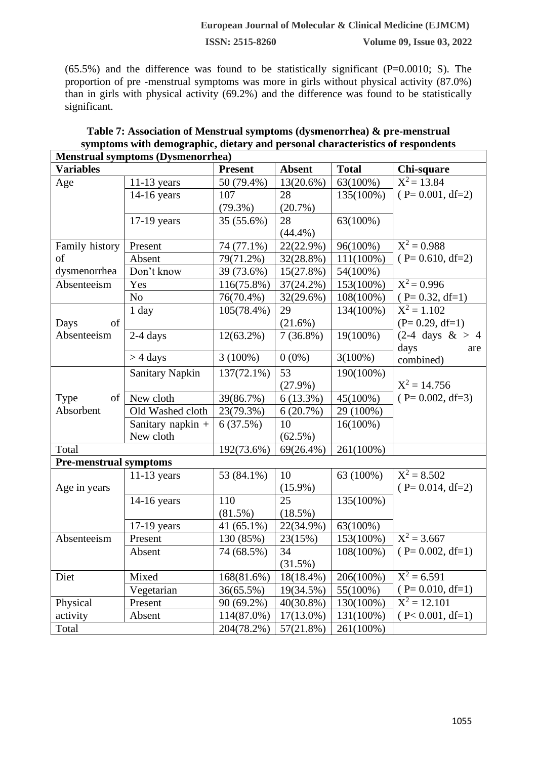(65.5%) and the difference was found to be statistically significant (P=0.0010; S). The proportion of pre -menstrual symptoms was more in girls without physical activity (87.0%) than in girls with physical activity (69.2%) and the difference was found to be statistically significant.

**Table 7: Association of Menstrual symptoms (dysmenorrhea) & pre-menstrual symptoms with demographic, dietary and personal characteristics of respondents**

| **Menstrual symptoms (Dysmenorrhea)** | | | | | |
|---|---|---|---|---|---|
| **Variables** | | **Present** | **Absent** | **Total** | **Chi-square** |
| Age | 11-13 years | 50 (79.4%) | 13(20.6%) | 63(100%) | $X^2 = 13.84$ ( P= 0.001, df=2) |
| | 14-16 years | 107 (79.3%) | 28 (20.7%) | 135(100%) | |
| | 17-19 years | 35 (55.6%) | 28 (44.4%) | 63(100%) | |
| Family history of dysmenorrhea | Present | 74 (77.1%) | 22(22.9%) | 96(100%) | $X^2 = 0.988$ ( P= 0.610, df=2) |
| | Absent | 79(71.2%) | 32(28.8%) | 111(100%) | |
| | Don't know | 39 (73.6%) | 15(27.8%) | 54(100%) | |
| Absenteeism | Yes | 116(75.8%) | 37(24.2%) | 153(100%) | $X^2 = 0.996$ ( P= 0.32, df=1) |
| | No | 76(70.4%) | 32(29.6%) | 108(100%) | |
| Days of Absenteeism | 1 day | 105(78.4%) | 29 (21.6%) | 134(100%) | $X^2 = 1.102$ (P= 0.29, df=1) (2-4 days & > 4 days are combined) |
| | 2-4 days | 12(63.2%) | 7 (36.8%) | 19(100%) | |
| | > 4 days | 3 (100%) | 0 (0%) | 3(100%) | |
| Type of Absorbent | Sanitary Napkin | 137(72.1%) | 53 (27.9%) | 190(100%) | $X^2 = 14.756$ ( P= 0.002, df=3) |
| | New cloth | 39(86.7%) | 6 (13.3%) | 45(100%) | |
| | Old Washed cloth | 23(79.3%) | 6 (20.7%) | 29 (100%) | |
| | Sanitary napkin + New cloth | 6 (37.5%) | 10 (62.5%) | 16(100%) | |
| Total | | 192(73.6%) | 69(26.4%) | 261(100%) | |
| **Pre-menstrual symptoms** | | | | | |
| Age in years | 11-13 years | 53 (84.1%) | 10 (15.9%) | 63 (100%) | $X^2 = 8.502$ ( P= 0.014, df=2) |
| | 14-16 years | 110 (81.5%) | 25 (18.5%) | 135(100%) | |
| | 17-19 years | 41 (65.1%) | 22(34.9%) | 63(100%) | |
| Absenteeism | Present | 130 (85%) | 23(15%) | 153(100%) | $X^2 = 3.667$ ( P= 0.002, df=1) |
| | Absent | 74 (68.5%) | 34 (31.5%) | 108(100%) | |
| Diet | Mixed | 168(81.6%) | 18(18.4%) | 206(100%) | $X^2 = 6.591$ ( P= 0.010, df=1) |
| | Vegetarian | 36(65.5%) | 19(34.5%) | 55(100%) | |
| Physical activity | Present | 90 (69.2%) | 40(30.8%) | 130(100%) | $X^2 = 12.101$ ( P< 0.001, df=1) |
| | Absent | 114(87.0%) | 17(13.0%) | 131(100%) | |
| Total | | 204(78.2%) | 57(21.8%) | 261(100%) | |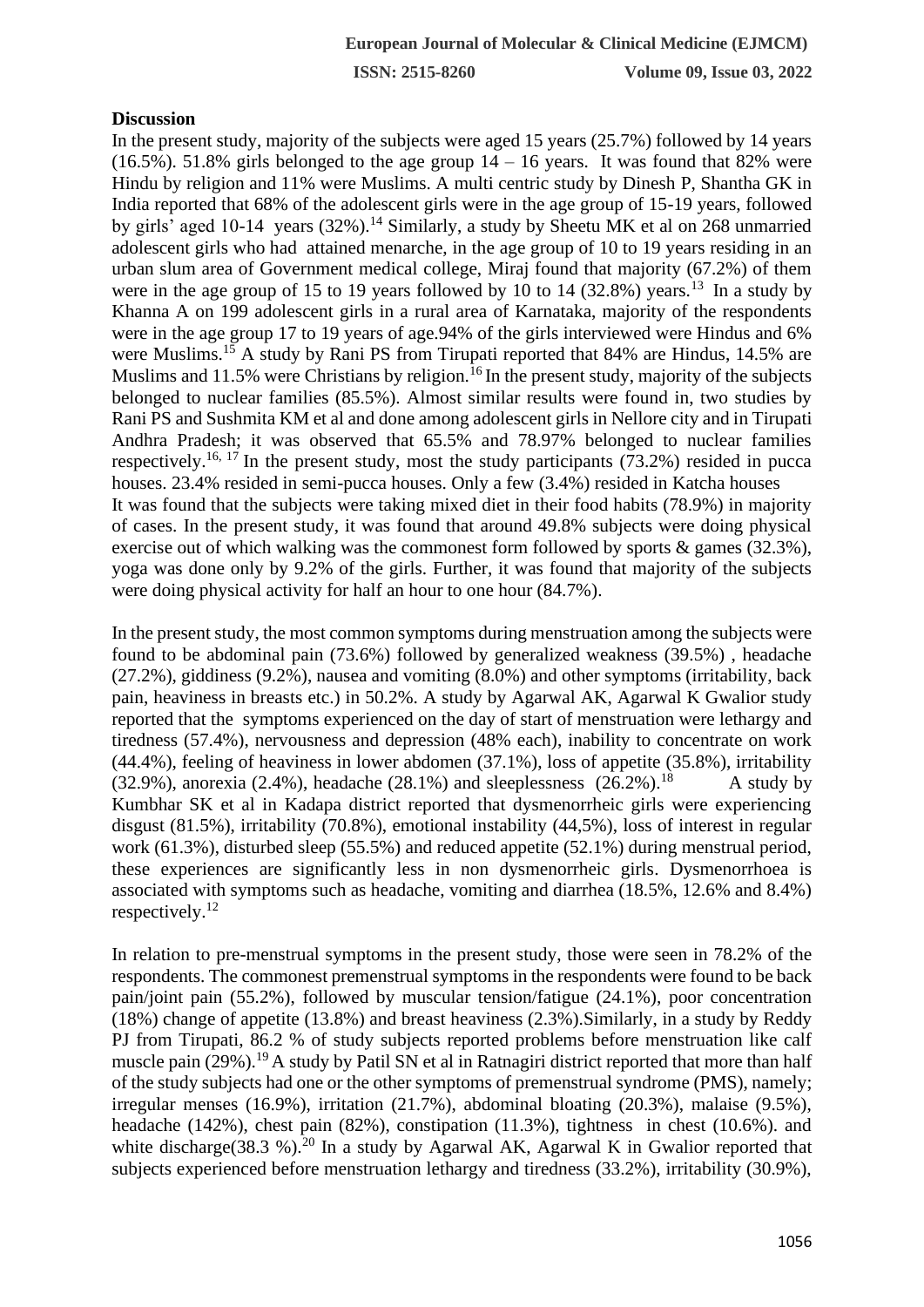## Discussion

In the present study, majority of the subjects were aged 15 years (25.7%) followed by 14 years (16.5%). 51.8% girls belonged to the age group 14 – 16 years. It was found that 82% were Hindu by religion and 11% were Muslims. A multi centric study by Dinesh P, Shantha GK in India reported that 68% of the adolescent girls were in the age group of 15-19 years, followed by girls' aged 10-14 years (32%).[14] Similarly, a study by Sheetu MK et al on 268 unmarried adolescent girls who had attained menarche, in the age group of 10 to 19 years residing in an urban slum area of Government medical college, Miraj found that majority (67.2%) of them were in the age group of 15 to 19 years followed by 10 to 14 (32.8%) years.[13] In a study by Khanna A on 199 adolescent girls in a rural area of Karnataka, majority of the respondents were in the age group 17 to 19 years of age.94% of the girls interviewed were Hindus and 6% were Muslims.[15] A study by Rani PS from Tirupati reported that 84% are Hindus, 14.5% are Muslims and 11.5% were Christians by religion.[16] In the present study, majority of the subjects belonged to nuclear families (85.5%). Almost similar results were found in, two studies by Rani PS and Sushmita KM et al and done among adolescent girls in Nellore city and in Tirupati Andhra Pradesh; it was observed that 65.5% and 78.97% belonged to nuclear families respectively.[16, 17] In the present study, most the study participants (73.2%) resided in pucca houses. 23.4% resided in semi-pucca houses. Only a few (3.4%) resided in Katcha houses

It was found that the subjects were taking mixed diet in their food habits (78.9%) in majority of cases. In the present study, it was found that around 49.8% subjects were doing physical exercise out of which walking was the commonest form followed by sports & games (32.3%), yoga was done only by 9.2% of the girls. Further, it was found that majority of the subjects were doing physical activity for half an hour to one hour (84.7%).

In the present study, the most common symptoms during menstruation among the subjects were found to be abdominal pain (73.6%) followed by generalized weakness (39.5%) , headache (27.2%), giddiness (9.2%), nausea and vomiting (8.0%) and other symptoms (irritability, back pain, heaviness in breasts etc.) in 50.2%. A study by Agarwal AK, Agarwal K Gwalior study reported that the symptoms experienced on the day of start of menstruation were lethargy and tiredness (57.4%), nervousness and depression (48% each), inability to concentrate on work (44.4%), feeling of heaviness in lower abdomen (37.1%), loss of appetite (35.8%), irritability (32.9%), anorexia (2.4%), headache (28.1%) and sleeplessness (26.2%).[18] A study by Kumbhar SK et al in Kadapa district reported that dysmenorrheic girls were experiencing disgust (81.5%), irritability (70.8%), emotional instability (44,5%), loss of interest in regular work (61.3%), disturbed sleep (55.5%) and reduced appetite (52.1%) during menstrual period, these experiences are significantly less in non dysmenorrheic girls. Dysmenorrhoea is associated with symptoms such as headache, vomiting and diarrhea (18.5%, 12.6% and 8.4%) respectively.[12]

In relation to pre-menstrual symptoms in the present study, those were seen in 78.2% of the respondents. The commonest premenstrual symptoms in the respondents were found to be back pain/joint pain (55.2%), followed by muscular tension/fatigue (24.1%), poor concentration (18%) change of appetite (13.8%) and breast heaviness (2.3%).Similarly, in a study by Reddy PJ from Tirupati, 86.2 % of study subjects reported problems before menstruation like calf muscle pain (29%).[19] A study by Patil SN et al in Ratnagiri district reported that more than half of the study subjects had one or the other symptoms of premenstrual syndrome (PMS), namely; irregular menses (16.9%), irritation (21.7%), abdominal bloating (20.3%), malaise (9.5%), headache (142%), chest pain (82%), constipation (11.3%), tightness in chest (10.6%). and white discharge(38.3 %).[20] In a study by Agarwal AK, Agarwal K in Gwalior reported that subjects experienced before menstruation lethargy and tiredness (33.2%), irritability (30.9%),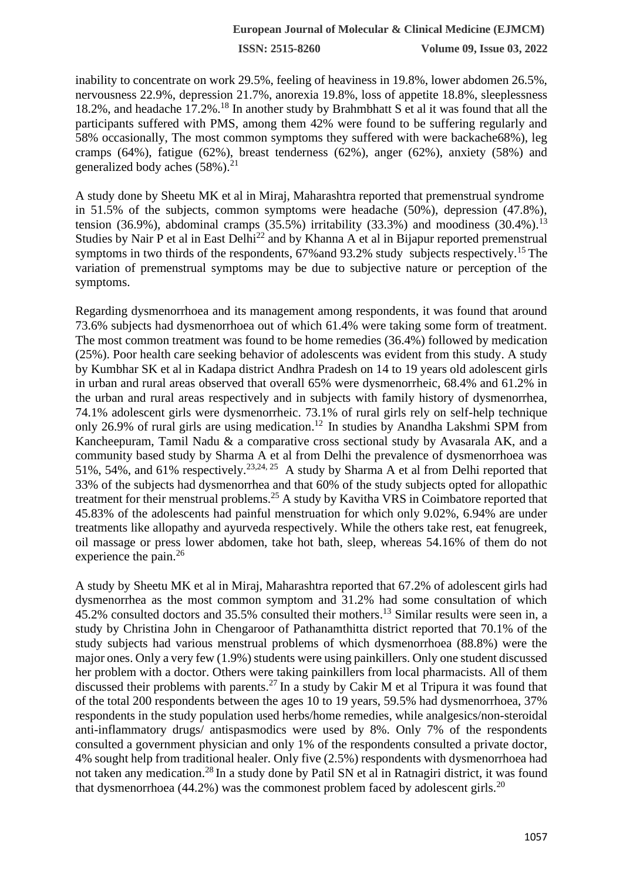inability to concentrate on work 29.5%, feeling of heaviness in 19.8%, lower abdomen 26.5%, nervousness 22.9%, depression 21.7%, anorexia 19.8%, loss of appetite 18.8%, sleeplessness 18.2%, and headache 17.2%.[18] In another study by Brahmbhatt S et al it was found that all the participants suffered with PMS, among them 42% were found to be suffering regularly and 58% occasionally, The most common symptoms they suffered with were backache68%), leg cramps (64%), fatigue (62%), breast tenderness (62%), anger (62%), anxiety (58%) and generalized body aches (58%).[21]

A study done by Sheetu MK et al in Miraj, Maharashtra reported that premenstrual syndrome in 51.5% of the subjects, common symptoms were headache (50%), depression (47.8%), tension (36.9%), abdominal cramps (35.5%) irritability (33.3%) and moodiness (30.4%).[13] Studies by Nair P et al in East Delhi[22] and by Khanna A et al in Bijapur reported premenstrual symptoms in two thirds of the respondents, 67%and 93.2% study subjects respectively.[15] The variation of premenstrual symptoms may be due to subjective nature or perception of the symptoms.

Regarding dysmenorrhoea and its management among respondents, it was found that around 73.6% subjects had dysmenorrhoea out of which 61.4% were taking some form of treatment. The most common treatment was found to be home remedies (36.4%) followed by medication (25%). Poor health care seeking behavior of adolescents was evident from this study. A study by Kumbhar SK et al in Kadapa district Andhra Pradesh on 14 to 19 years old adolescent girls in urban and rural areas observed that overall 65% were dysmenorrheic, 68.4% and 61.2% in the urban and rural areas respectively and in subjects with family history of dysmenorrhea, 74.1% adolescent girls were dysmenorrheic. 73.1% of rural girls rely on self-help technique only 26.9% of rural girls are using medication.[12] In studies by Anandha Lakshmi SPM from Kancheepuram, Tamil Nadu & a comparative cross sectional study by Avasarala AK, and a community based study by Sharma A et al from Delhi the prevalence of dysmenorrhoea was 51%, 54%, and 61% respectively.[23,24, 25] A study by Sharma A et al from Delhi reported that 33% of the subjects had dysmenorrhea and that 60% of the study subjects opted for allopathic treatment for their menstrual problems.[25] A study by Kavitha VRS in Coimbatore reported that 45.83% of the adolescents had painful menstruation for which only 9.02%, 6.94% are under treatments like allopathy and ayurveda respectively. While the others take rest, eat fenugreek, oil massage or press lower abdomen, take hot bath, sleep, whereas 54.16% of them do not experience the pain.[26]

A study by Sheetu MK et al in Miraj, Maharashtra reported that 67.2% of adolescent girls had dysmenorrhea as the most common symptom and 31.2% had some consultation of which 45.2% consulted doctors and 35.5% consulted their mothers.[13] Similar results were seen in, a study by Christina John in Chengaroor of Pathanamthitta district reported that 70.1% of the study subjects had various menstrual problems of which dysmenorrhoea (88.8%) were the major ones. Only a very few (1.9%) students were using painkillers. Only one student discussed her problem with a doctor. Others were taking painkillers from local pharmacists. All of them discussed their problems with parents.[27] In a study by Cakir M et al Tripura it was found that of the total 200 respondents between the ages 10 to 19 years, 59.5% had dysmenorrhoea, 37% respondents in the study population used herbs/home remedies, while analgesics/non-steroidal anti-inflammatory drugs/ antispasmodics were used by 8%. Only 7% of the respondents consulted a government physician and only 1% of the respondents consulted a private doctor, 4% sought help from traditional healer. Only five (2.5%) respondents with dysmenorrhoea had not taken any medication.[28] In a study done by Patil SN et al in Ratnagiri district, it was found that dysmenorrhoea (44.2%) was the commonest problem faced by adolescent girls.[20]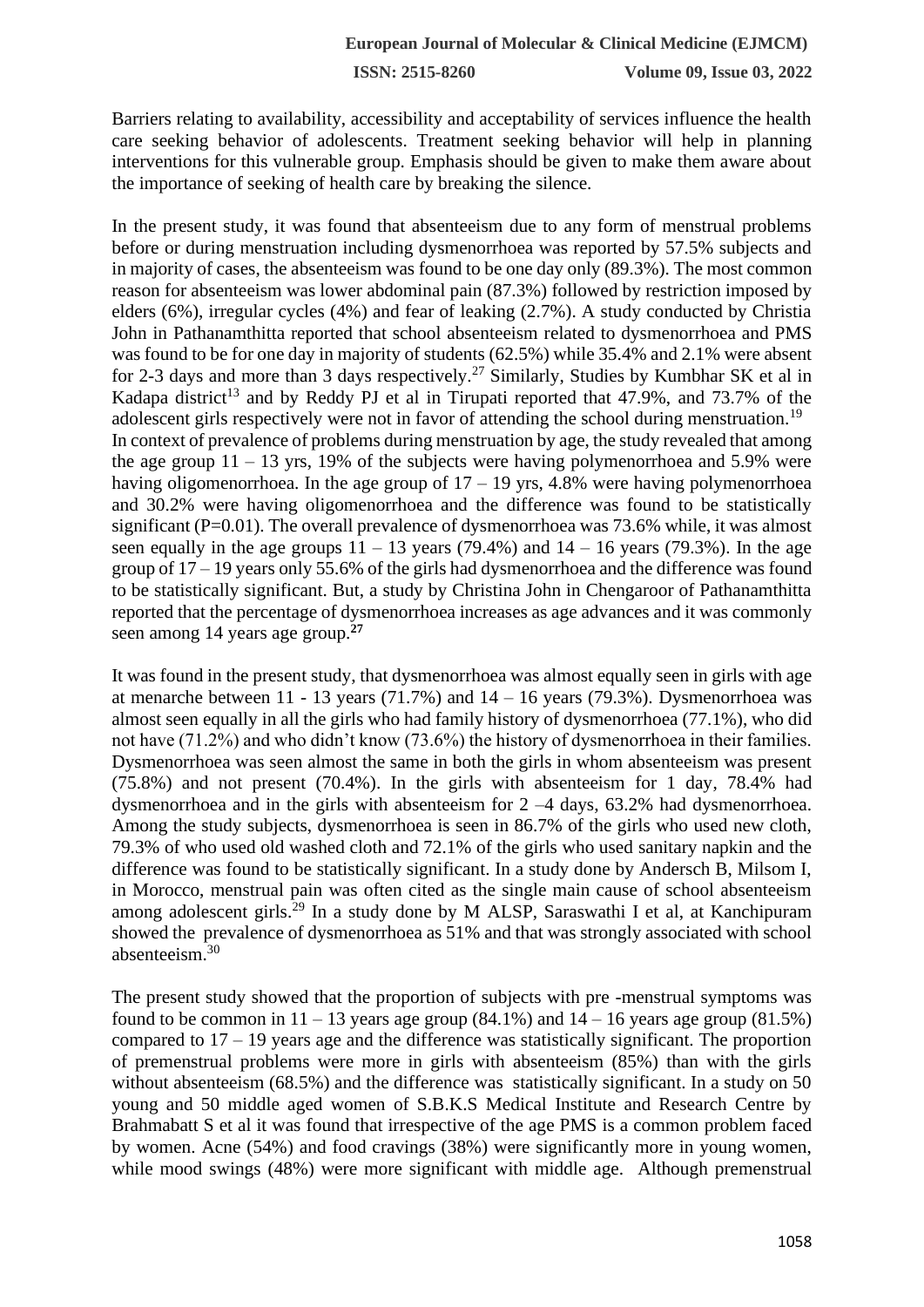Barriers relating to availability, accessibility and acceptability of services influence the health care seeking behavior of adolescents. Treatment seeking behavior will help in planning interventions for this vulnerable group. Emphasis should be given to make them aware about the importance of seeking of health care by breaking the silence.

In the present study, it was found that absenteeism due to any form of menstrual problems before or during menstruation including dysmenorrhoea was reported by 57.5% subjects and in majority of cases, the absenteeism was found to be one day only (89.3%). The most common reason for absenteeism was lower abdominal pain (87.3%) followed by restriction imposed by elders (6%), irregular cycles (4%) and fear of leaking (2.7%). A study conducted by Christia John in Pathanamthitta reported that school absenteeism related to dysmenorrhoea and PMS was found to be for one day in majority of students (62.5%) while 35.4% and 2.1% were absent for 2-3 days and more than 3 days respectively.[27] Similarly, Studies by Kumbhar SK et al in Kadapa district[13] and by Reddy PJ et al in Tirupati reported that 47.9%, and 73.7% of the adolescent girls respectively were not in favor of attending the school during menstruation.[19]
In context of prevalence of problems during menstruation by age, the study revealed that among the age group 11 – 13 yrs, 19% of the subjects were having polymenorrhoea and 5.9% were having oligomenorrhoea. In the age group of 17 – 19 yrs, 4.8% were having polymenorrhoea and 30.2% were having oligomenorrhoea and the difference was found to be statistically significant (P=0.01). The overall prevalence of dysmenorrhoea was 73.6% while, it was almost seen equally in the age groups 11 – 13 years (79.4%) and 14 – 16 years (79.3%). In the age group of 17 – 19 years only 55.6% of the girls had dysmenorrhoea and the difference was found to be statistically significant. But, a study by Christina John in Chengaroor of Pathanamthitta reported that the percentage of dysmenorrhoea increases as age advances and it was commonly seen among 14 years age group.[27]

It was found in the present study, that dysmenorrhoea was almost equally seen in girls with age at menarche between 11 - 13 years (71.7%) and 14 – 16 years (79.3%). Dysmenorrhoea was almost seen equally in all the girls who had family history of dysmenorrhoea (77.1%), who did not have (71.2%) and who didn't know (73.6%) the history of dysmenorrhoea in their families. Dysmenorrhoea was seen almost the same in both the girls in whom absenteeism was present (75.8%) and not present (70.4%). In the girls with absenteeism for 1 day, 78.4% had dysmenorrhoea and in the girls with absenteeism for 2 –4 days, 63.2% had dysmenorrhoea. Among the study subjects, dysmenorrhoea is seen in 86.7% of the girls who used new cloth, 79.3% of who used old washed cloth and 72.1% of the girls who used sanitary napkin and the difference was found to be statistically significant. In a study done by Andersch B, Milsom I, in Morocco, menstrual pain was often cited as the single main cause of school absenteeism among adolescent girls.[29] In a study done by M ALSP, Saraswathi I et al, at Kanchipuram showed the prevalence of dysmenorrhoea as 51% and that was strongly associated with school absenteeism.[30]

The present study showed that the proportion of subjects with pre -menstrual symptoms was found to be common in 11 – 13 years age group (84.1%) and 14 – 16 years age group (81.5%) compared to 17 – 19 years age and the difference was statistically significant. The proportion of premenstrual problems were more in girls with absenteeism (85%) than with the girls without absenteeism (68.5%) and the difference was statistically significant. In a study on 50 young and 50 middle aged women of S.B.K.S Medical Institute and Research Centre by Brahmabatt S et al it was found that irrespective of the age PMS is a common problem faced by women. Acne (54%) and food cravings (38%) were significantly more in young women, while mood swings (48%) were more significant with middle age. Although premenstrual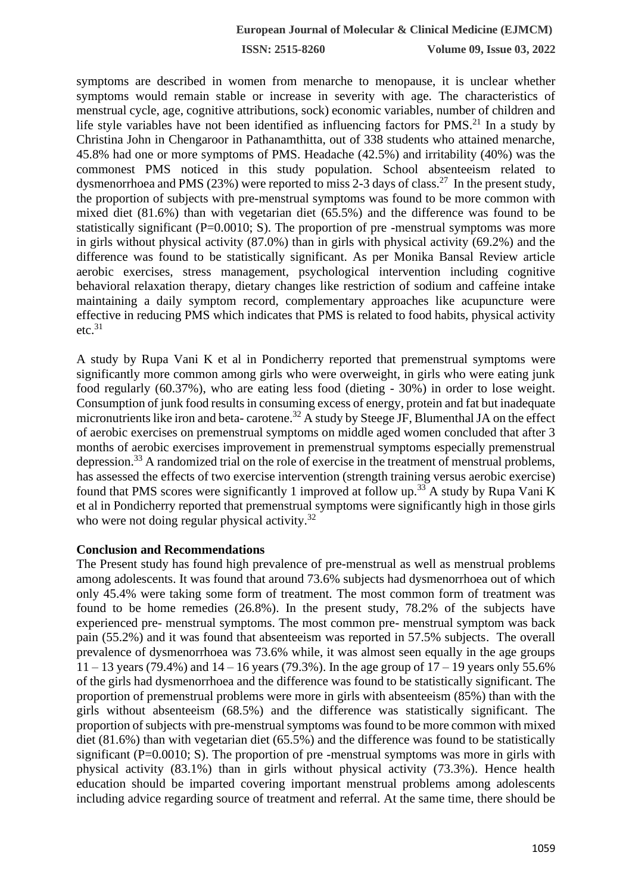symptoms are described in women from menarche to menopause, it is unclear whether symptoms would remain stable or increase in severity with age. The characteristics of menstrual cycle, age, cognitive attributions, sock) economic variables, number of children and life style variables have not been identified as influencing factors for PMS.[21] In a study by Christina John in Chengaroor in Pathanamthitta, out of 338 students who attained menarche, 45.8% had one or more symptoms of PMS. Headache (42.5%) and irritability (40%) was the commonest PMS noticed in this study population. School absenteeism related to dysmenorrhoea and PMS (23%) were reported to miss 2-3 days of class.[27] In the present study, the proportion of subjects with pre-menstrual symptoms was found to be more common with mixed diet (81.6%) than with vegetarian diet (65.5%) and the difference was found to be statistically significant (P=0.0010; S). The proportion of pre -menstrual symptoms was more in girls without physical activity (87.0%) than in girls with physical activity (69.2%) and the difference was found to be statistically significant. As per Monika Bansal Review article aerobic exercises, stress management, psychological intervention including cognitive behavioral relaxation therapy, dietary changes like restriction of sodium and caffeine intake maintaining a daily symptom record, complementary approaches like acupuncture were effective in reducing PMS which indicates that PMS is related to food habits, physical activity etc.[31]

A study by Rupa Vani K et al in Pondicherry reported that premenstrual symptoms were significantly more common among girls who were overweight, in girls who were eating junk food regularly (60.37%), who are eating less food (dieting - 30%) in order to lose weight. Consumption of junk food results in consuming excess of energy, protein and fat but inadequate micronutrients like iron and beta- carotene.[32] A study by Steege JF, Blumenthal JA on the effect of aerobic exercises on premenstrual symptoms on middle aged women concluded that after 3 months of aerobic exercises improvement in premenstrual symptoms especially premenstrual depression.[33] A randomized trial on the role of exercise in the treatment of menstrual problems, has assessed the effects of two exercise intervention (strength training versus aerobic exercise) found that PMS scores were significantly 1 improved at follow up.[33] A study by Rupa Vani K et al in Pondicherry reported that premenstrual symptoms were significantly high in those girls who were not doing regular physical activity.[32]

**Conclusion and Recommendations**

The Present study has found high prevalence of pre-menstrual as well as menstrual problems among adolescents. It was found that around 73.6% subjects had dysmenorrhoea out of which only 45.4% were taking some form of treatment. The most common form of treatment was found to be home remedies (26.8%). In the present study, 78.2% of the subjects have experienced pre- menstrual symptoms. The most common pre- menstrual symptom was back pain (55.2%) and it was found that absenteeism was reported in 57.5% subjects. The overall prevalence of dysmenorrhoea was 73.6% while, it was almost seen equally in the age groups 11 – 13 years (79.4%) and 14 – 16 years (79.3%). In the age group of 17 – 19 years only 55.6% of the girls had dysmenorrhoea and the difference was found to be statistically significant. The proportion of premenstrual problems were more in girls with absenteeism (85%) than with the girls without absenteeism (68.5%) and the difference was statistically significant. The proportion of subjects with pre-menstrual symptoms was found to be more common with mixed diet (81.6%) than with vegetarian diet (65.5%) and the difference was found to be statistically significant (P=0.0010; S). The proportion of pre -menstrual symptoms was more in girls with physical activity (83.1%) than in girls without physical activity (73.3%). Hence health education should be imparted covering important menstrual problems among adolescents including advice regarding source of treatment and referral. At the same time, there should be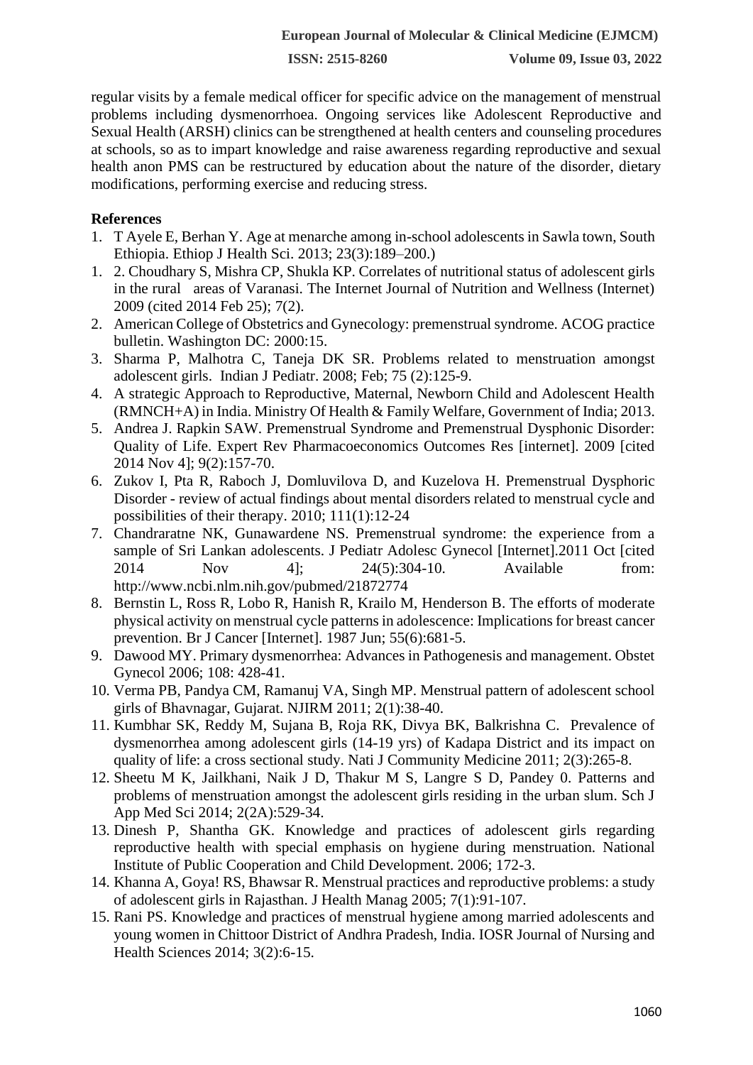regular visits by a female medical officer for specific advice on the management of menstrual problems including dysmenorrhoea. Ongoing services like Adolescent Reproductive and Sexual Health (ARSH) clinics can be strengthened at health centers and counseling procedures at schools, so as to impart knowledge and raise awareness regarding reproductive and sexual health anon PMS can be restructured by education about the nature of the disorder, dietary modifications, performing exercise and reducing stress.

## References

1. T Ayele E, Berhan Y. Age at menarche among in-school adolescents in Sawla town, South Ethiopia. Ethiop J Health Sci. 2013; 23(3):189–200.)
1. 2. Choudhary S, Mishra CP, Shukla KP. Correlates of nutritional status of adolescent girls in the rural areas of Varanasi. The Internet Journal of Nutrition and Wellness (Internet) 2009 (cited 2014 Feb 25); 7(2).
2. American College of Obstetrics and Gynecology: premenstrual syndrome. ACOG practice bulletin. Washington DC: 2000:15.
3. Sharma P, Malhotra C, Taneja DK SR. Problems related to menstruation amongst adolescent girls. Indian J Pediatr. 2008; Feb; 75 (2):125-9.
4. A strategic Approach to Reproductive, Maternal, Newborn Child and Adolescent Health (RMNCH+A) in India. Ministry Of Health & Family Welfare, Government of India; 2013.
5. Andrea J. Rapkin SAW. Premenstrual Syndrome and Premenstrual Dysphonic Disorder: Quality of Life. Expert Rev Pharmacoeconomics Outcomes Res [internet]. 2009 [cited 2014 Nov 4]; 9(2):157-70.
6. Zukov I, Pta R, Raboch J, Domluvilova D, and Kuzelova H. Premenstrual Dysphoric Disorder - review of actual findings about mental disorders related to menstrual cycle and possibilities of their therapy. 2010; 111(1):12-24
7. Chandraratne NK, Gunawardene NS. Premenstrual syndrome: the experience from a sample of Sri Lankan adolescents. J Pediatr Adolesc Gynecol [Internet].2011 Oct [cited 2014 Nov 4]; 24(5):304-10. Available from: http://www.ncbi.nlm.nih.gov/pubmed/21872774
8. Bernstin L, Ross R, Lobo R, Hanish R, Krailo M, Henderson B. The efforts of moderate physical activity on menstrual cycle patterns in adolescence: Implications for breast cancer prevention. Br J Cancer [Internet]. 1987 Jun; 55(6):681-5.
9. Dawood MY. Primary dysmenorrhea: Advances in Pathogenesis and management. Obstet Gynecol 2006; 108: 428-41.
10. Verma PB, Pandya CM, Ramanuj VA, Singh MP. Menstrual pattern of adolescent school girls of Bhavnagar, Gujarat. NJIRM 2011; 2(1):38-40.
11. Kumbhar SK, Reddy M, Sujana B, Roja RK, Divya BK, Balkrishna C. Prevalence of dysmenorrhea among adolescent girls (14-19 yrs) of Kadapa District and its impact on quality of life: a cross sectional study. Nati J Community Medicine 2011; 2(3):265-8.
12. Sheetu M K, Jailkhani, Naik J D, Thakur M S, Langre S D, Pandey 0. Patterns and problems of menstruation amongst the adolescent girls residing in the urban slum. Sch J App Med Sci 2014; 2(2A):529-34.
13. Dinesh P, Shantha GK. Knowledge and practices of adolescent girls regarding reproductive health with special emphasis on hygiene during menstruation. National Institute of Public Cooperation and Child Development. 2006; 172-3.
14. Khanna A, Goya! RS, Bhawsar R. Menstrual practices and reproductive problems: a study of adolescent girls in Rajasthan. J Health Manag 2005; 7(1):91-107.
15. Rani PS. Knowledge and practices of menstrual hygiene among married adolescents and young women in Chittoor District of Andhra Pradesh, India. IOSR Journal of Nursing and Health Sciences 2014; 3(2):6-15.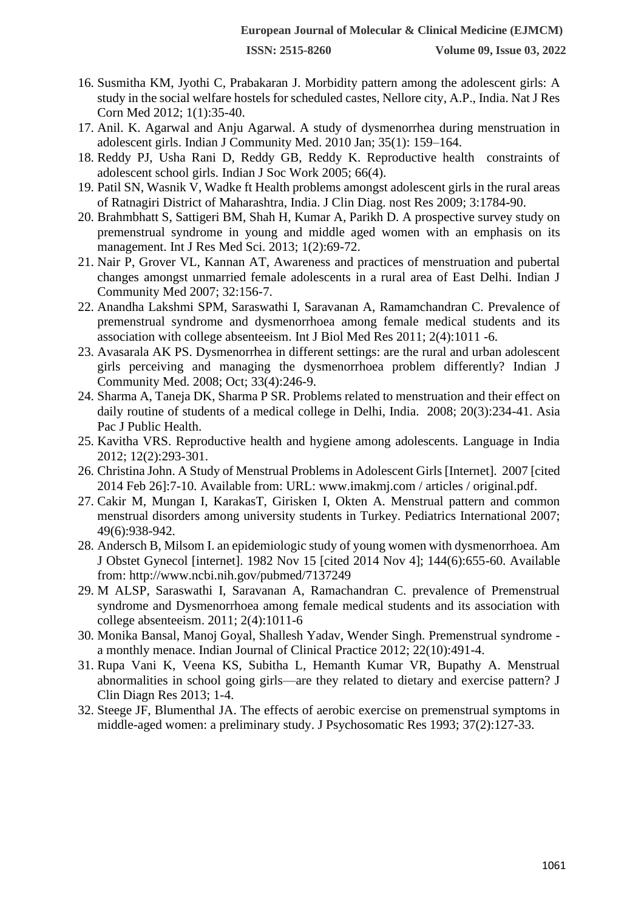16. Susmitha KM, Jyothi C, Prabakaran J. Morbidity pattern among the adolescent girls: A study in the social welfare hostels for scheduled castes, Nellore city, A.P., India. Nat J Res Corn Med 2012; 1(1):35-40.
17. Anil. K. Agarwal and Anju Agarwal. A study of dysmenorrhea during menstruation in adolescent girls. Indian J Community Med. 2010 Jan; 35(1): 159–164.
18. Reddy PJ, Usha Rani D, Reddy GB, Reddy K. Reproductive health constraints of adolescent school girls. Indian J Soc Work 2005; 66(4).
19. Patil SN, Wasnik V, Wadke ft Health problems amongst adolescent girls in the rural areas of Ratnagiri District of Maharashtra, India. J Clin Diag. nost Res 2009; 3:1784-90.
20. Brahmbhatt S, Sattigeri BM, Shah H, Kumar A, Parikh D. A prospective survey study on premenstrual syndrome in young and middle aged women with an emphasis on its management. Int J Res Med Sci. 2013; 1(2):69-72.
21. Nair P, Grover VL, Kannan AT, Awareness and practices of menstruation and pubertal changes amongst unmarried female adolescents in a rural area of East Delhi. Indian J Community Med 2007; 32:156-7.
22. Anandha Lakshmi SPM, Saraswathi I, Saravanan A, Ramamchandran C. Prevalence of premenstrual syndrome and dysmenorrhoea among female medical students and its association with college absenteeism. Int J Biol Med Res 2011; 2(4):1011 -6.
23. Avasarala AK PS. Dysmenorrhea in different settings: are the rural and urban adolescent girls perceiving and managing the dysmenorrhoea problem differently? Indian J Community Med. 2008; Oct; 33(4):246-9.
24. Sharma A, Taneja DK, Sharma P SR. Problems related to menstruation and their effect on daily routine of students of a medical college in Delhi, India. 2008; 20(3):234-41. Asia Pac J Public Health.
25. Kavitha VRS. Reproductive health and hygiene among adolescents. Language in India 2012; 12(2):293-301.
26. Christina John. A Study of Menstrual Problems in Adolescent Girls [Internet]. 2007 [cited 2014 Feb 26]:7-10. Available from: URL: www.imakmj.com / articles / original.pdf.
27. Cakir M, Mungan I, KarakasT, Girisken I, Okten A. Menstrual pattern and common menstrual disorders among university students in Turkey. Pediatrics International 2007; 49(6):938-942.
28. Andersch B, Milsom I. an epidemiologic study of young women with dysmenorrhoea. Am J Obstet Gynecol [internet]. 1982 Nov 15 [cited 2014 Nov 4]; 144(6):655-60. Available from: http://www.ncbi.nih.gov/pubmed/7137249
29. M ALSP, Saraswathi I, Saravanan A, Ramachandran C. prevalence of Premenstrual syndrome and Dysmenorrhoea among female medical students and its association with college absenteeism. 2011; 2(4):1011-6
30. Monika Bansal, Manoj Goyal, Shallesh Yadav, Wender Singh. Premenstrual syndrome - a monthly menace. Indian Journal of Clinical Practice 2012; 22(10):491-4.
31. Rupa Vani K, Veena KS, Subitha L, Hemanth Kumar VR, Bupathy A. Menstrual abnormalities in school going girls—are they related to dietary and exercise pattern? J Clin Diagn Res 2013; 1-4.
32. Steege JF, Blumenthal JA. The effects of aerobic exercise on premenstrual symptoms in middle-aged women: a preliminary study. J Psychosomatic Res 1993; 37(2):127-33.